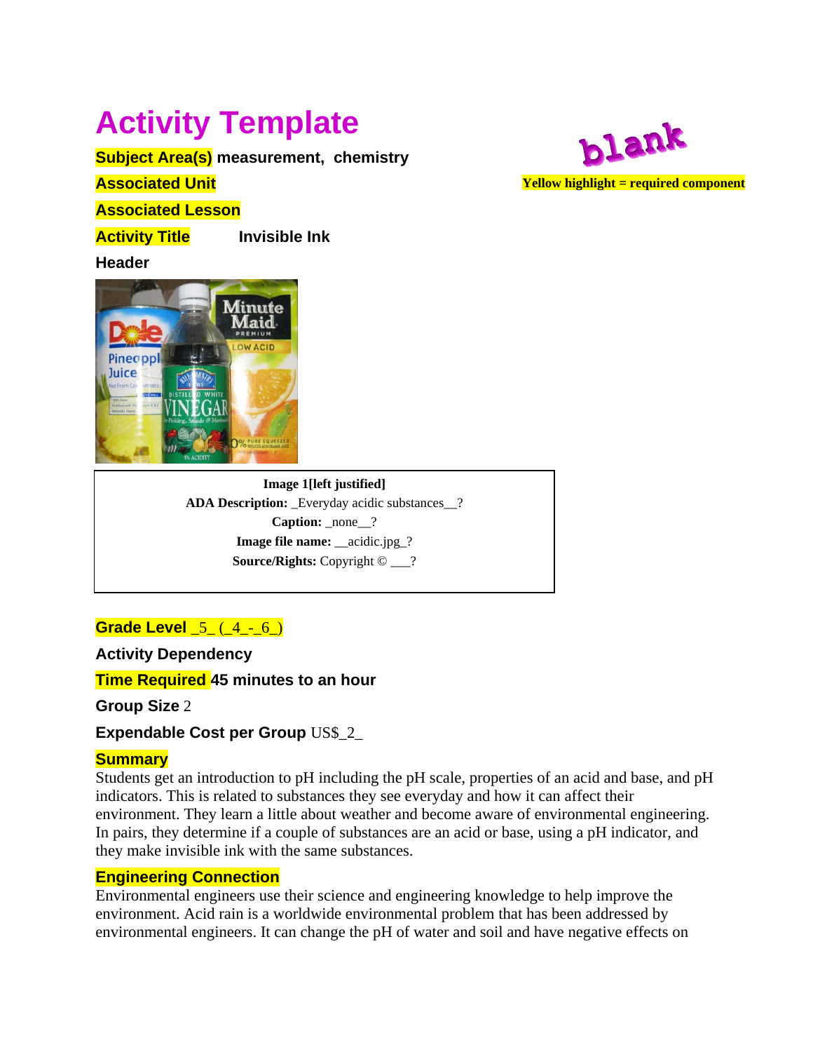# Activity Template

**blank**

**Yellow highlight = required component**

**Subject Area(s)** measurement, chemistry

**Associated Unit**

**Associated Lesson**

**Activity Title** Invisible Ink

**Header**

**Image 1[left justified]**
**ADA Description:** _Everyday acidic substances__?
**Caption:** _none__?
**Image file name:** __acidic.jpg_?
**Source/Rights:** Copyright © ___?

**Grade Level** _5_ (_4_-_6_)

**Activity Dependency**

**Time Required** 45 minutes to an hour

**Group Size** 2

**Expendable Cost per Group** US$_2_

## Summary

Students get an introduction to pH including the pH scale, properties of an acid and base, and pH indicators. This is related to substances they see everyday and how it can affect their environment. They learn a little about weather and become aware of environmental engineering. In pairs, they determine if a couple of substances are an acid or base, using a pH indicator, and they make invisible ink with the same substances.

## Engineering Connection

Environmental engineers use their science and engineering knowledge to help improve the environment. Acid rain is a worldwide environmental problem that has been addressed by environmental engineers. It can change the pH of water and soil and have negative effects on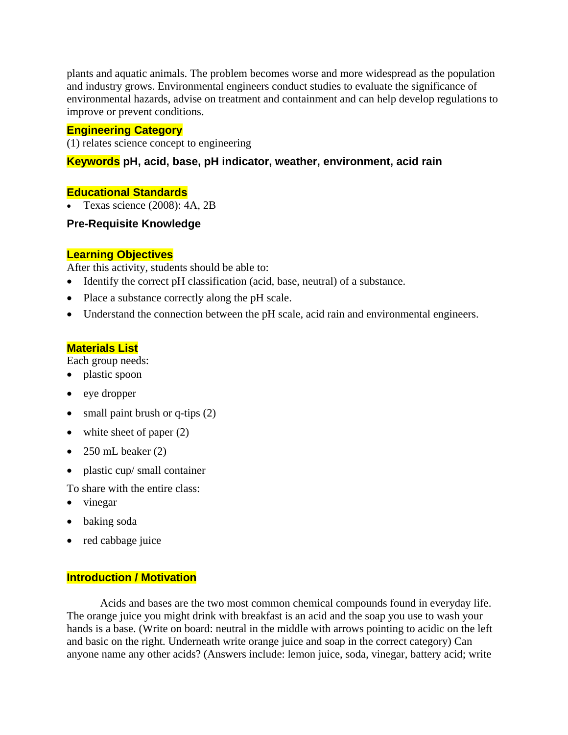plants and aquatic animals. The problem becomes worse and more widespread as the population and industry grows. Environmental engineers conduct studies to evaluate the significance of environmental hazards, advise on treatment and containment and can help develop regulations to improve or prevent conditions.

## Engineering Category

(1) relates science concept to engineering

## Keywords **pH, acid, base, pH indicator, weather, environment, acid rain**

## Educational Standards

- Texas science (2008): 4A, 2B

## Pre-Requisite Knowledge

## Learning Objectives

After this activity, students should be able to:

- Identify the correct pH classification (acid, base, neutral) of a substance.
- Place a substance correctly along the pH scale.
- Understand the connection between the pH scale, acid rain and environmental engineers.

## Materials List

Each group needs:

- plastic spoon
- eye dropper
- small paint brush or q-tips (2)
- white sheet of paper (2)
- 250 mL beaker (2)
- plastic cup/ small container

To share with the entire class:

- vinegar
- baking soda
- red cabbage juice

## Introduction / Motivation

Acids and bases are the two most common chemical compounds found in everyday life. The orange juice you might drink with breakfast is an acid and the soap you use to wash your hands is a base. (Write on board: neutral in the middle with arrows pointing to acidic on the left and basic on the right. Underneath write orange juice and soap in the correct category) Can anyone name any other acids? (Answers include: lemon juice, soda, vinegar, battery acid; write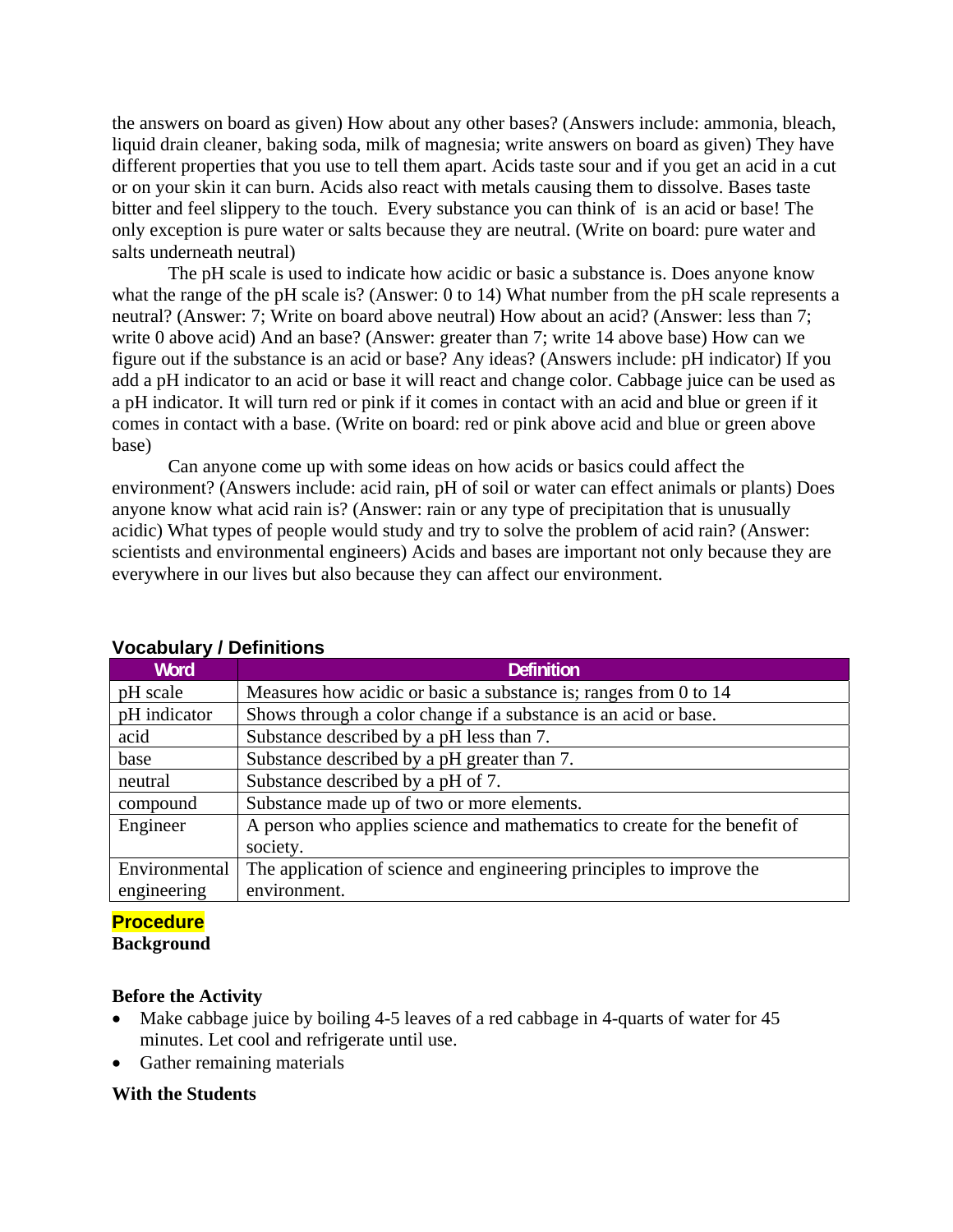the answers on board as given) How about any other bases? (Answers include: ammonia, bleach, liquid drain cleaner, baking soda, milk of magnesia; write answers on board as given) They have different properties that you use to tell them apart. Acids taste sour and if you get an acid in a cut or on your skin it can burn. Acids also react with metals causing them to dissolve. Bases taste bitter and feel slippery to the touch. Every substance you can think of is an acid or base! The only exception is pure water or salts because they are neutral. (Write on board: pure water and salts underneath neutral)

The pH scale is used to indicate how acidic or basic a substance is. Does anyone know what the range of the pH scale is? (Answer: 0 to 14) What number from the pH scale represents a neutral? (Answer: 7; Write on board above neutral) How about an acid? (Answer: less than 7; write 0 above acid) And an base? (Answer: greater than 7; write 14 above base) How can we figure out if the substance is an acid or base? Any ideas? (Answers include: pH indicator) If you add a pH indicator to an acid or base it will react and change color. Cabbage juice can be used as a pH indicator. It will turn red or pink if it comes in contact with an acid and blue or green if it comes in contact with a base. (Write on board: red or pink above acid and blue or green above base)

Can anyone come up with some ideas on how acids or basics could affect the environment? (Answers include: acid rain, pH of soil or water can effect animals or plants) Does anyone know what acid rain is? (Answer: rain or any type of precipitation that is unusually acidic) What types of people would study and try to solve the problem of acid rain? (Answer: scientists and environmental engineers) Acids and bases are important not only because they are everywhere in our lives but also because they can affect our environment.

**Vocabulary / Definitions**

| Word | Definition |
|---|---|
| pH scale | Measures how acidic or basic a substance is; ranges from 0 to 14 |
| pH indicator | Shows through a color change if a substance is an acid or base. |
| acid | Substance described by a pH less than 7. |
| base | Substance described by a pH greater than 7. |
| neutral | Substance described by a pH of 7. |
| compound | Substance made up of two or more elements. |
| Engineer | A person who applies science and mathematics to create for the benefit of society. |
| Environmental engineering | The application of science and engineering principles to improve the environment. |

**Procedure**

**Background**

**Before the Activity**

- Make cabbage juice by boiling 4-5 leaves of a red cabbage in 4-quarts of water for 45 minutes. Let cool and refrigerate until use.
- Gather remaining materials

**With the Students**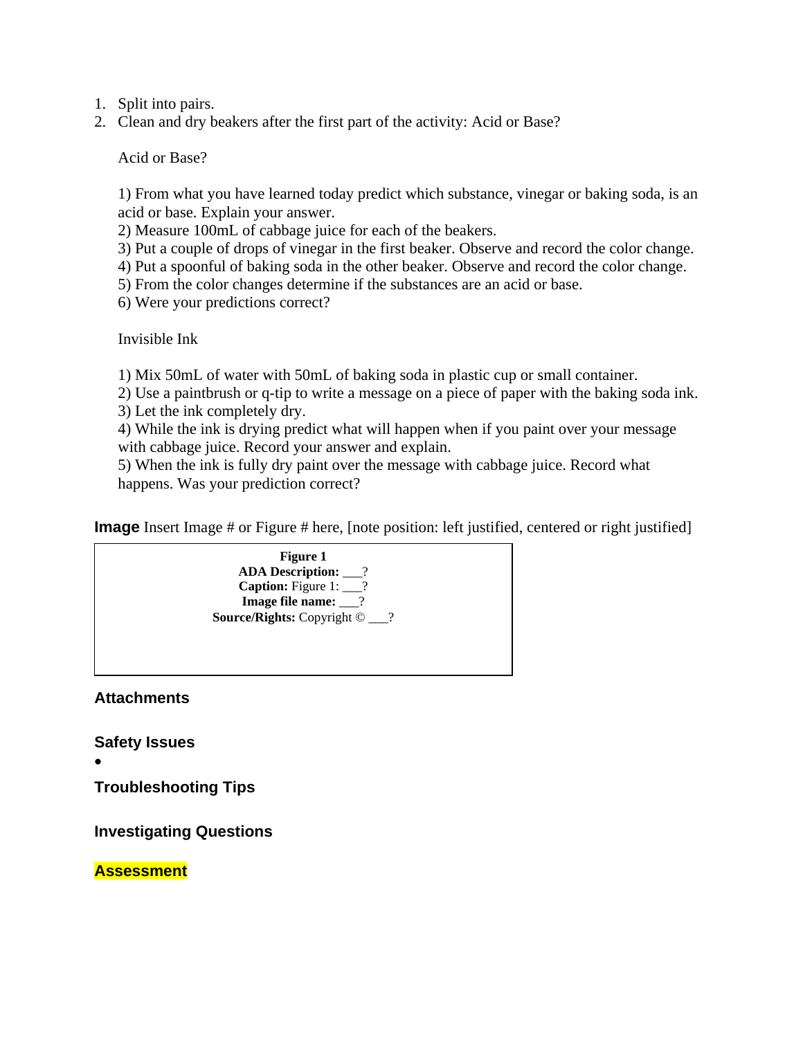1. Split into pairs.
2. Clean and dry beakers after the first part of the activity: Acid or Base?

   Acid or Base?

   1) From what you have learned today predict which substance, vinegar or baking soda, is an acid or base. Explain your answer.
   2) Measure 100mL of cabbage juice for each of the beakers.
   3) Put a couple of drops of vinegar in the first beaker. Observe and record the color change.
   4) Put a spoonful of baking soda in the other beaker. Observe and record the color change.
   5) From the color changes determine if the substances are an acid or base.
   6) Were your predictions correct?

   Invisible Ink

   1) Mix 50mL of water with 50mL of baking soda in plastic cup or small container.
   2) Use a paintbrush or q-tip to write a message on a piece of paper with the baking soda ink.
   3) Let the ink completely dry.
   4) While the ink is drying predict what will happen when if you paint over your message with cabbage juice. Record your answer and explain.
   5) When the ink is fully dry paint over the message with cabbage juice. Record what happens. Was your prediction correct?

**Image** Insert Image # or Figure # here, [note position: left justified, centered or right justified]

| **Figure 1**<br>**ADA Description:** ___?<br>**Caption:** Figure 1: ___?<br>**Image file name:** ___?<br>**Source/Rights:** Copyright © ___? |
|---|

## Attachments

## Safety Issues

- 

## Troubleshooting Tips

## Investigating Questions

## Assessment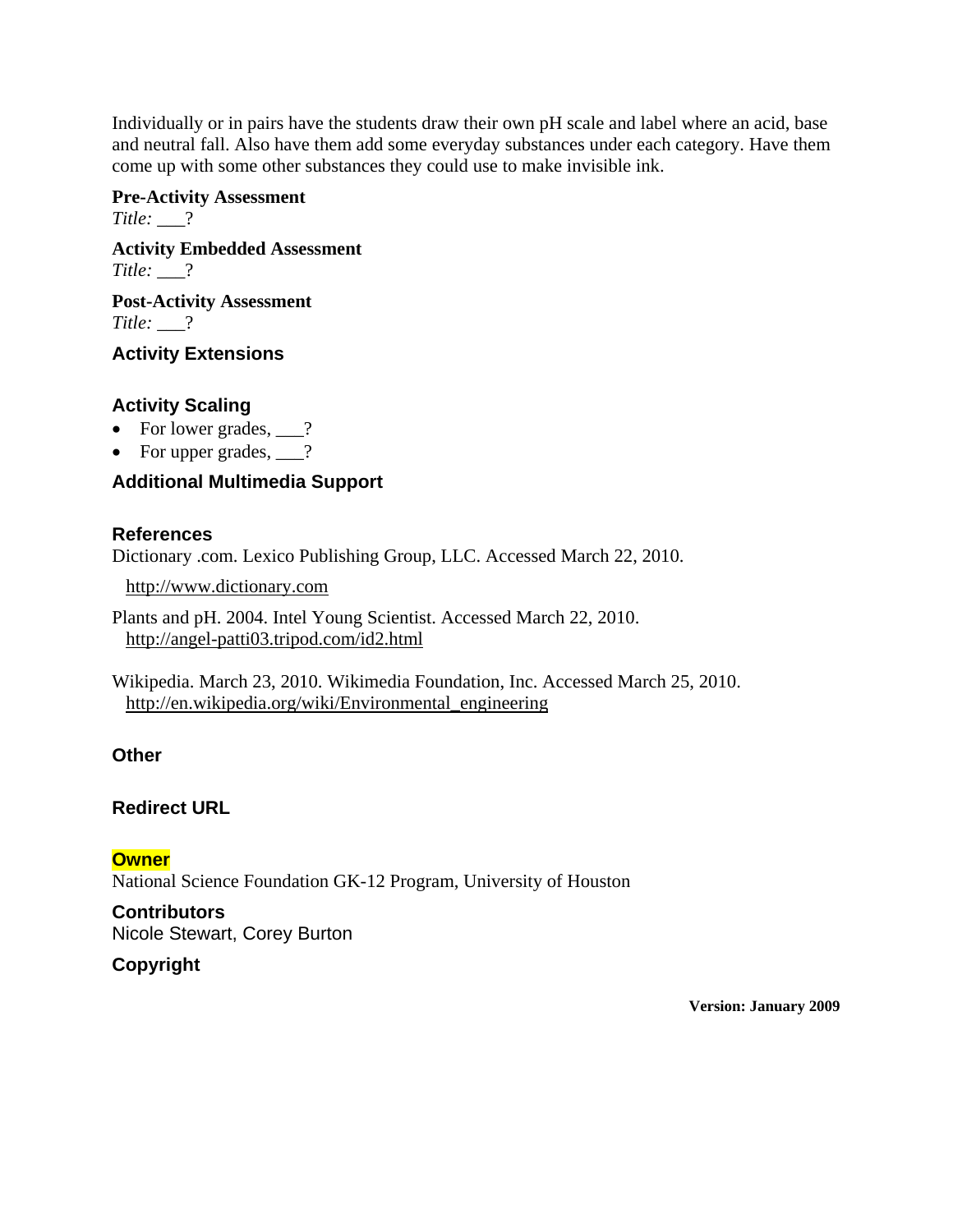Individually or in pairs have the students draw their own pH scale and label where an acid, base and neutral fall. Also have them add some everyday substances under each category. Have them come up with some other substances they could use to make invisible ink.

**Pre-Activity Assessment**

*Title:* ___?

**Activity Embedded Assessment**

*Title:* ___?

**Post-Activity Assessment**

*Title:* ___?

## Activity Extensions

## Activity Scaling

- For lower grades, ___?
- For upper grades, ___?

## Additional Multimedia Support

## References

Dictionary .com. Lexico Publishing Group, LLC. Accessed March 22, 2010. http://www.dictionary.com

Plants and pH. 2004. Intel Young Scientist. Accessed March 22, 2010. http://angel-patti03.tripod.com/id2.html

Wikipedia. March 23, 2010. Wikimedia Foundation, Inc. Accessed March 25, 2010. http://en.wikipedia.org/wiki/Environmental_engineering

## Other

## Redirect URL

## Owner

National Science Foundation GK-12 Program, University of Houston

## Contributors

Nicole Stewart, Corey Burton

## Copyright

**Version: January 2009**